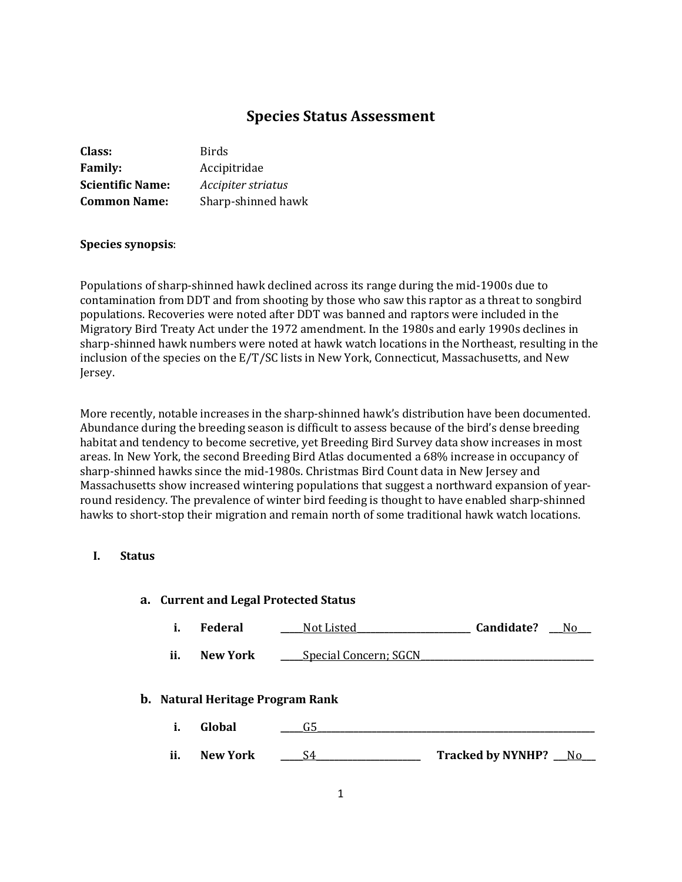# Species Status Assessment

**Class:** Birds
**Family:** Accipitridae
**Scientific Name:** *Accipiter striatus*
**Common Name:** Sharp-shinned hawk

**Species synopsis**:

Populations of sharp-shinned hawk declined across its range during the mid-1900s due to contamination from DDT and from shooting by those who saw this raptor as a threat to songbird populations. Recoveries were noted after DDT was banned and raptors were included in the Migratory Bird Treaty Act under the 1972 amendment. In the 1980s and early 1990s declines in sharp-shinned hawk numbers were noted at hawk watch locations in the Northeast, resulting in the inclusion of the species on the E/T/SC lists in New York, Connecticut, Massachusetts, and New Jersey.

More recently, notable increases in the sharp-shinned hawk's distribution have been documented. Abundance during the breeding season is difficult to assess because of the bird's dense breeding habitat and tendency to become secretive, yet Breeding Bird Survey data show increases in most areas. In New York, the second Breeding Bird Atlas documented a 68% increase in occupancy of sharp-shinned hawks since the mid-1980s. Christmas Bird Count data in New Jersey and Massachusetts show increased wintering populations that suggest a northward expansion of year-round residency. The prevalence of winter bird feeding is thought to have enabled sharp-shinned hawks to short-stop their migration and remain north of some traditional hawk watch locations.

## I. Status

### a. Current and Legal Protected Status

i. **Federal** ____Not Listed____ **Candidate?** ___No___

ii. **New York** ____Special Concern; SGCN____

### b. Natural Heritage Program Rank

i. **Global** ____G5____

ii. **New York** ____S4____ **Tracked by NYNHP?** ___No___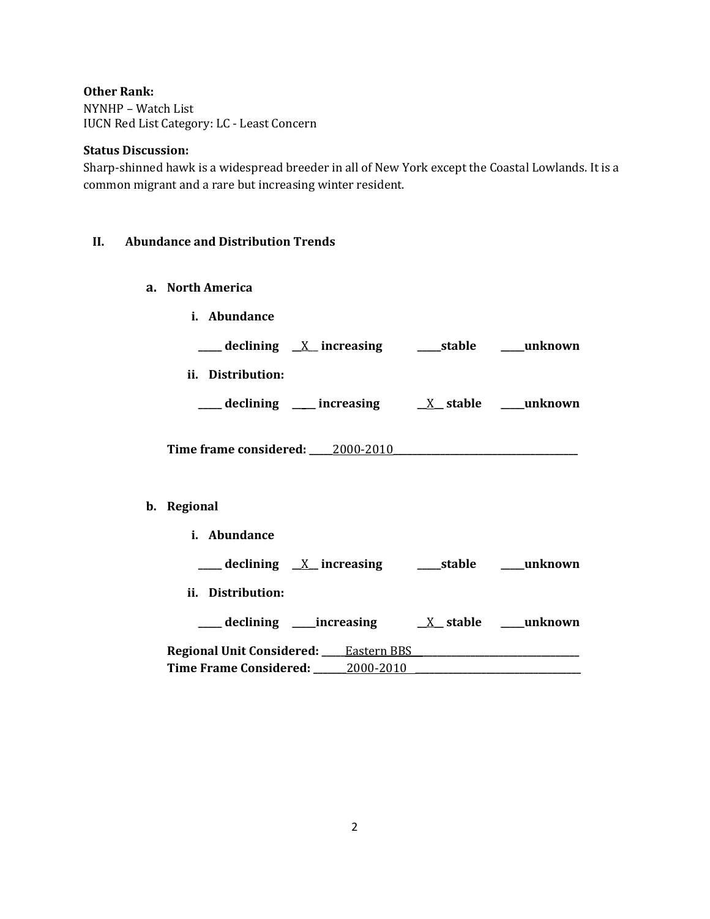**Other Rank:**
NYNHP – Watch List
IUCN Red List Category: LC - Least Concern

**Status Discussion:**
Sharp-shinned hawk is a widespread breeder in all of New York except the Coastal Lowlands. It is a common migrant and a rare but increasing winter resident.

## II. Abundance and Distribution Trends

### a. North America

**i. Abundance**

**_____ declining __X__ increasing _____stable _____unknown**

**ii. Distribution:**

**_____ declining _____ increasing __X__ stable _____unknown**

**Time frame considered:** _____2000-2010_____

### b. Regional

**i. Abundance**

**_____ declining __X__ increasing _____stable _____unknown**

**ii. Distribution:**

**_____ declining _____increasing __X__ stable _____unknown**

**Regional Unit Considered:** _____Eastern BBS_____
**Time Frame Considered:** _____2000-2010_____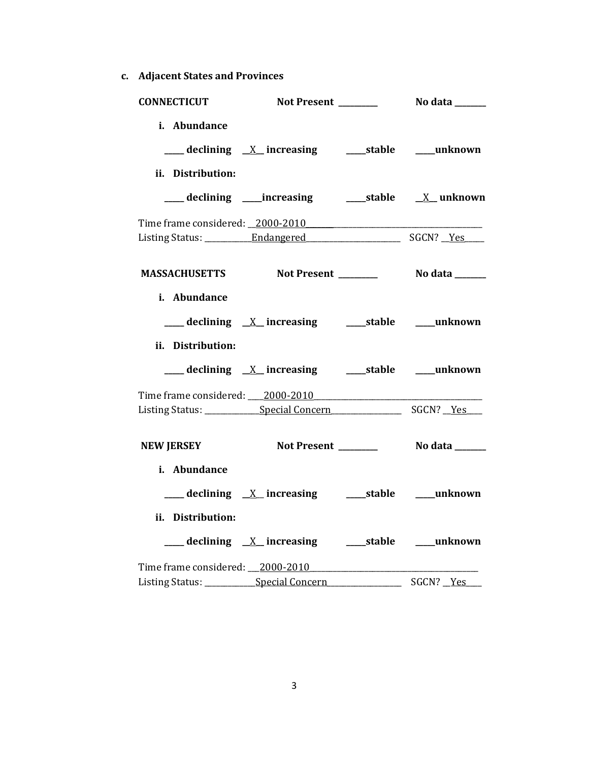**c. Adjacent States and Provinces**

**CONNECTICUT** **Not Present** ________ **No data** _______

**i. Abundance**

____ **declining** __X__ **increasing** ____**stable** ____**unknown**

**ii. Distribution:**

____ **declining** ____**increasing** ____**stable** __X__ **unknown**

Time frame considered: __2000-2010______________________________________________
Listing Status: ___________Endangered______________________ SGCN? __Yes____

**MASSACHUSETTS** **Not Present** ________ **No data** _______

**i. Abundance**

____ **declining** __X__ **increasing** ____**stable** ____**unknown**

**ii. Distribution:**

____ **declining** __X__ **increasing** ____**stable** ____**unknown**

Time frame considered: ____2000-2010__________________________________________
Listing Status: _____________Special Concern________________ SGCN? __Yes____

**NEW JERSEY** **Not Present** ________ **No data** _______

**i. Abundance**

____ **declining** __X__ **increasing** ____**stable** ____**unknown**

**ii. Distribution:**

____ **declining** __X__ **increasing** ____**stable** ____**unknown**

Time frame considered: ___2000-2010__________________________________________
Listing Status: ____________Special Concern__________________ SGCN? __Yes____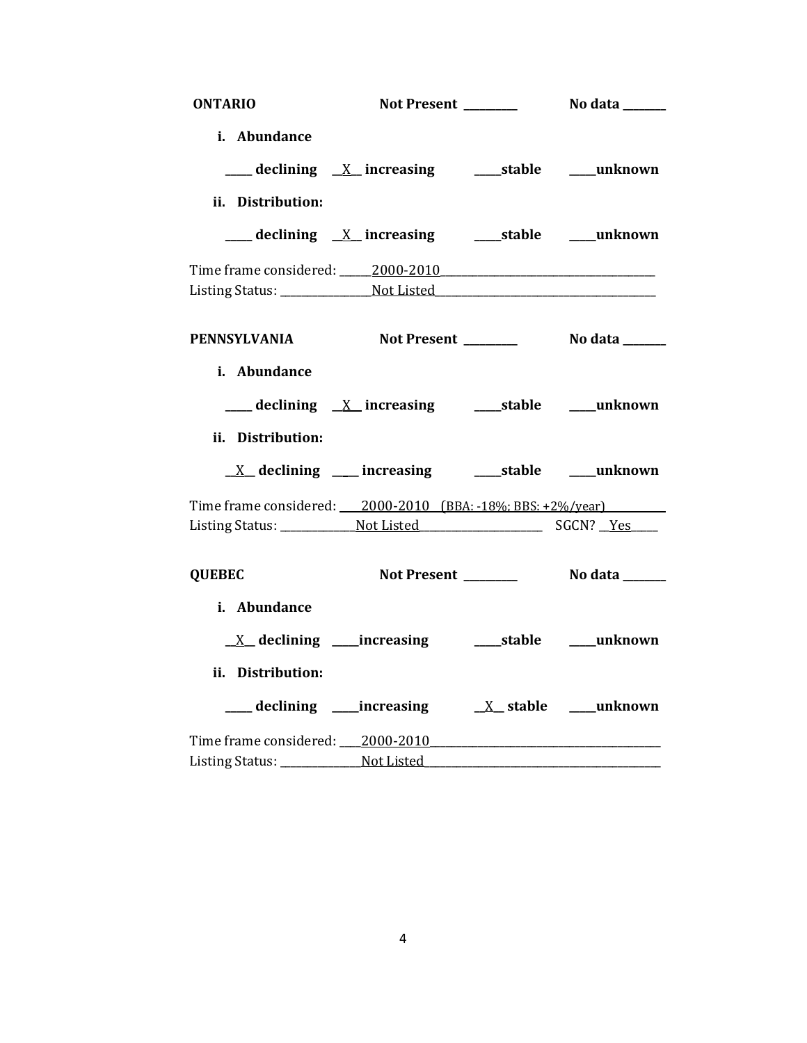**ONTARIO** **Not Present \_\_\_\_\_\_\_\_\_** **No data \_\_\_\_\_\_\_**

**i. Abundance**

**\_\_\_\_\_ declining \_\_X\_\_ increasing \_\_\_\_\_stable \_\_\_\_\_unknown**

**ii. Distribution:**

**\_\_\_\_\_ declining \_\_X\_\_ increasing \_\_\_\_\_stable \_\_\_\_\_unknown**

Time frame considered: \_\_\_\_\_\_2000-2010\_\_\_\_\_\_\_\_\_\_\_\_\_\_\_\_\_\_\_\_\_\_\_\_\_\_\_\_\_\_\_\_\_\_\_\_\_\_\_\_
Listing Status: \_\_\_\_\_\_\_\_\_\_\_\_\_\_\_\_\_Not Listed\_\_\_\_\_\_\_\_\_\_\_\_\_\_\_\_\_\_\_\_\_\_\_\_\_\_\_\_\_\_\_\_\_\_\_\_\_\_\_\_

**PENNSYLVANIA** **Not Present \_\_\_\_\_\_\_\_\_** **No data \_\_\_\_\_\_\_**

**i. Abundance**

**\_\_\_\_\_ declining \_\_X\_\_ increasing \_\_\_\_\_stable \_\_\_\_\_unknown**

**ii. Distribution:**

**\_\_X\_\_ declining \_\_\_\_\_ increasing \_\_\_\_\_stable \_\_\_\_\_unknown**

Time frame considered: \_\_\_\_2000-2010 (BBA: -18%; BBS: +2%/year)\_\_\_\_\_\_\_\_\_\_
Listing Status: \_\_\_\_\_\_\_\_\_\_\_\_\_\_Not Listed\_\_\_\_\_\_\_\_\_\_\_\_\_\_\_\_\_\_\_\_\_\_\_ SGCN? \_\_Yes\_\_\_\_\_

**QUEBEC** **Not Present \_\_\_\_\_\_\_\_\_** **No data \_\_\_\_\_\_\_**

**i. Abundance**

**\_\_X\_\_ declining \_\_\_\_\_increasing \_\_\_\_\_stable \_\_\_\_\_unknown**

**ii. Distribution:**

**\_\_\_\_\_ declining \_\_\_\_\_increasing \_\_X\_\_ stable \_\_\_\_\_unknown**

Time frame considered: \_\_\_\_2000-2010\_\_\_\_\_\_\_\_\_\_\_\_\_\_\_\_\_\_\_\_\_\_\_\_\_\_\_\_\_\_\_\_\_\_\_\_\_\_\_\_\_\_\_
Listing Status: \_\_\_\_\_\_\_\_\_\_\_\_\_\_\_Not Listed\_\_\_\_\_\_\_\_\_\_\_\_\_\_\_\_\_\_\_\_\_\_\_\_\_\_\_\_\_\_\_\_\_\_\_\_\_\_\_\_\_\_\_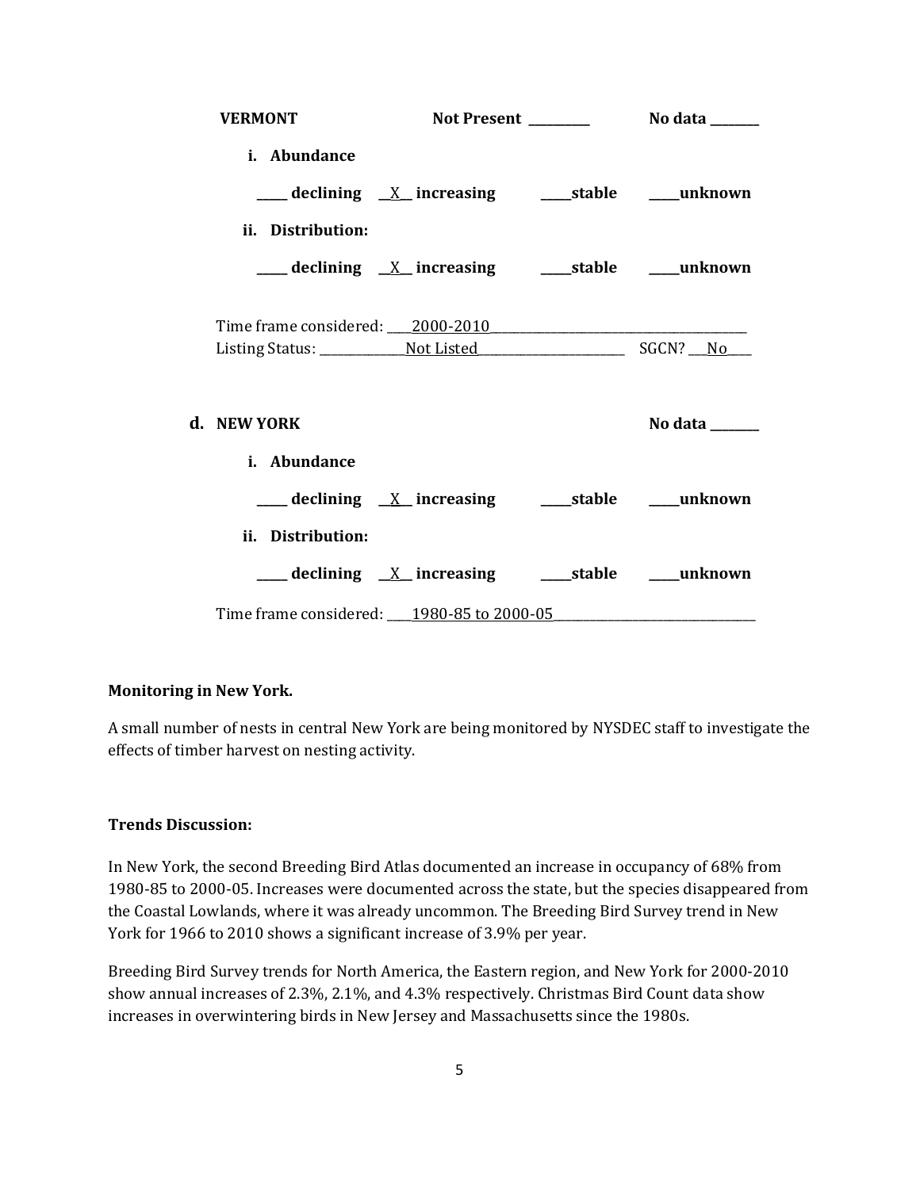**VERMONT** **Not Present \_\_\_\_\_\_\_\_\_\_** **No data \_\_\_\_\_\_\_\_**

**i. Abundance**

**\_\_\_\_\_ declining \_\_X\_\_ increasing \_\_\_\_\_stable \_\_\_\_\_unknown**

**ii. Distribution:**

**\_\_\_\_\_ declining \_\_X\_\_ increasing \_\_\_\_\_stable \_\_\_\_\_unknown**

Time frame considered: \_\_\_\_2000-2010\_\_\_\_\_\_\_\_\_\_\_\_\_\_\_\_\_\_\_\_\_\_\_\_\_\_\_\_\_\_\_\_\_\_\_\_\_\_\_\_\_
Listing Status: \_\_\_\_\_\_\_\_\_\_\_\_\_\_Not Listed\_\_\_\_\_\_\_\_\_\_\_\_\_\_\_\_\_\_\_\_\_\_\_\_ SGCN? \_\_\_No\_\_\_\_

**d. NEW YORK** **No data \_\_\_\_\_\_\_\_**

**i. Abundance**

**\_\_\_\_\_ declining \_\_X\_\_ increasing \_\_\_\_\_stable \_\_\_\_\_unknown**

**ii. Distribution:**

**\_\_\_\_\_ declining \_\_X\_\_ increasing \_\_\_\_\_stable \_\_\_\_\_unknown**

Time frame considered: \_\_\_\_1980-85 to 2000-05\_\_\_\_\_\_\_\_\_\_\_\_\_\_\_\_\_\_\_\_\_\_\_\_\_\_\_\_\_\_\_\_\_\_

**Monitoring in New York.**

A small number of nests in central New York are being monitored by NYSDEC staff to investigate the effects of timber harvest on nesting activity.

**Trends Discussion:**

In New York, the second Breeding Bird Atlas documented an increase in occupancy of 68% from 1980-85 to 2000-05. Increases were documented across the state, but the species disappeared from the Coastal Lowlands, where it was already uncommon. The Breeding Bird Survey trend in New York for 1966 to 2010 shows a significant increase of 3.9% per year.

Breeding Bird Survey trends for North America, the Eastern region, and New York for 2000-2010 show annual increases of 2.3%, 2.1%, and 4.3% respectively. Christmas Bird Count data show increases in overwintering birds in New Jersey and Massachusetts since the 1980s.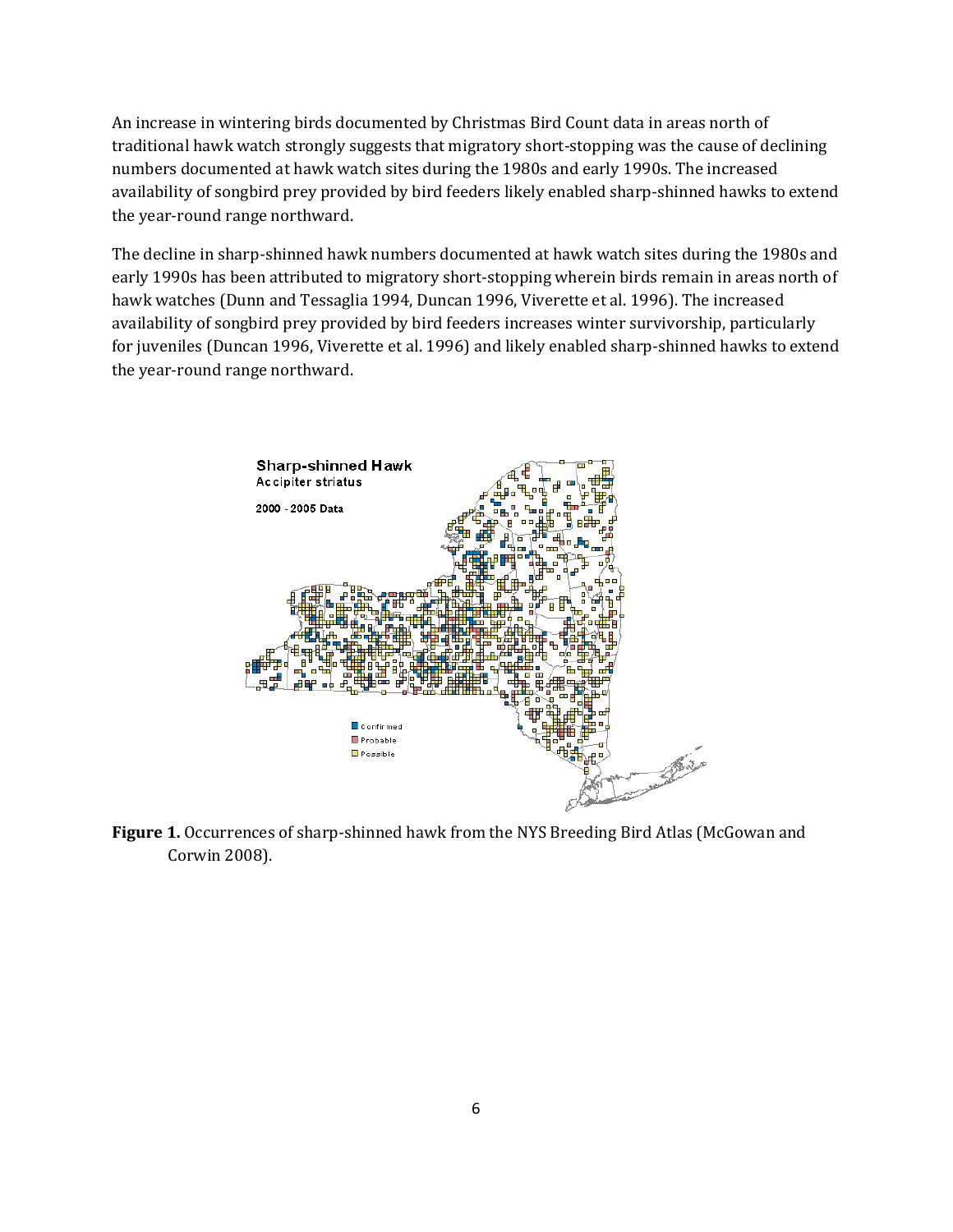An increase in wintering birds documented by Christmas Bird Count data in areas north of traditional hawk watch strongly suggests that migratory short-stopping was the cause of declining numbers documented at hawk watch sites during the 1980s and early 1990s. The increased availability of songbird prey provided by bird feeders likely enabled sharp-shinned hawks to extend the year-round range northward.

The decline in sharp-shinned hawk numbers documented at hawk watch sites during the 1980s and early 1990s has been attributed to migratory short-stopping wherein birds remain in areas north of hawk watches (Dunn and Tessaglia 1994, Duncan 1996, Viverette et al. 1996). The increased availability of songbird prey provided by bird feeders increases winter survivorship, particularly for juveniles (Duncan 1996, Viverette et al. 1996) and likely enabled sharp-shinned hawks to extend the year-round range northward.

**Figure 1.** Occurrences of sharp-shinned hawk from the NYS Breeding Bird Atlas (McGowan and Corwin 2008).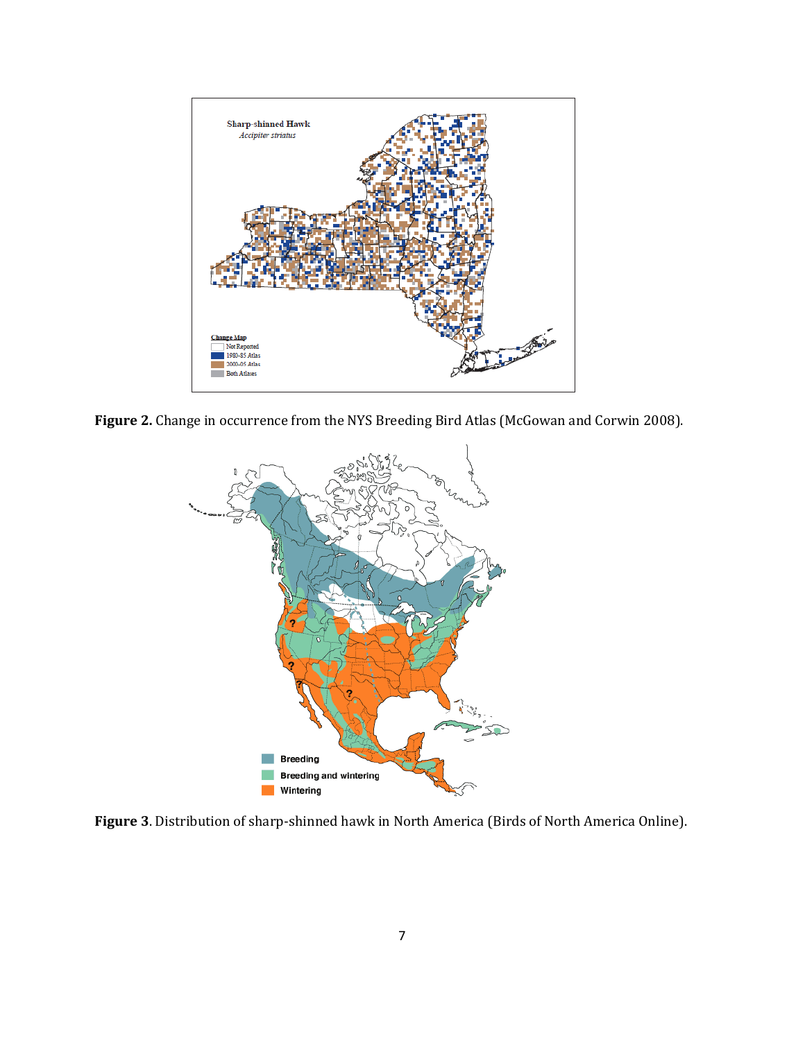**Figure 2.** Change in occurrence from the NYS Breeding Bird Atlas (McGowan and Corwin 2008).

**Figure 3**. Distribution of sharp-shinned hawk in North America (Birds of North America Online).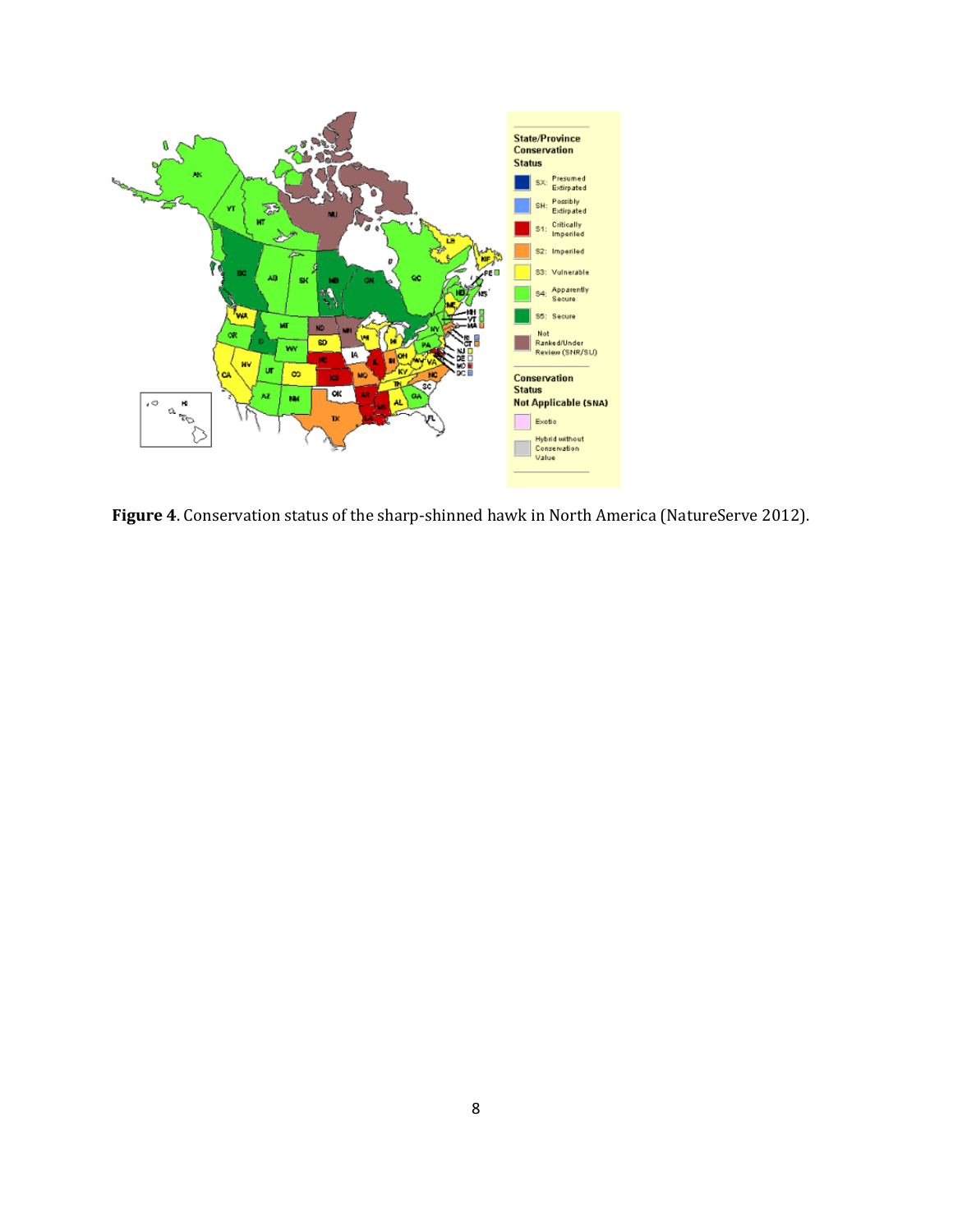**Figure 4**. Conservation status of the sharp-shinned hawk in North America (NatureServe 2012).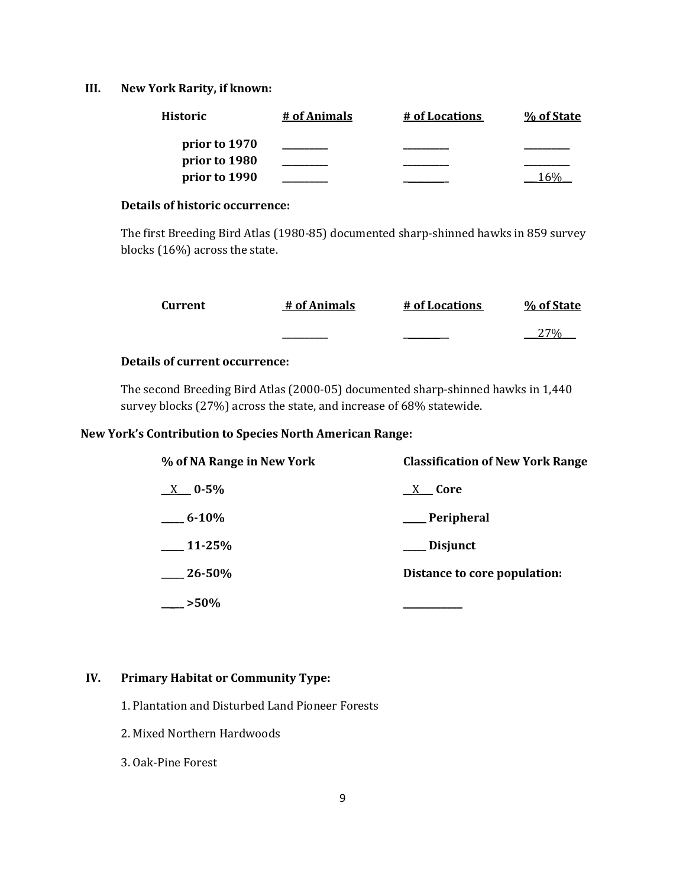## III. New York Rarity, if known:

| Historic | # of Animals | # of Locations | % of State |
|---|---|---|---|
| prior to 1970 | _________ | _________ | _________ |
| prior to 1980 | _________ | _________ | _________ |
| prior to 1990 | _________ | _________ | __16%__ |

**Details of historic occurrence:**

The first Breeding Bird Atlas (1980-85) documented sharp-shinned hawks in 859 survey blocks (16%) across the state.

| Current | # of Animals | # of Locations | % of State |
|---|---|---|---|
| | _________ | _________ | __27%__ |

**Details of current occurrence:**

The second Breeding Bird Atlas (2000-05) documented sharp-shinned hawks in 1,440 survey blocks (27%) across the state, and increase of 68% statewide.

### New York's Contribution to Species North American Range:

| % of NA Range in New York | Classification of New York Range |
|---|---|
| __X__ 0-5% | __X__ Core |
| _____ 6-10% | _____ Peripheral |
| _____ 11-25% | _____ Disjunct |
| _____ 26-50% | Distance to core population: |
| _____ >50% | ____________ |

## IV. Primary Habitat or Community Type:

1. Plantation and Disturbed Land Pioneer Forests

2. Mixed Northern Hardwoods

3. Oak-Pine Forest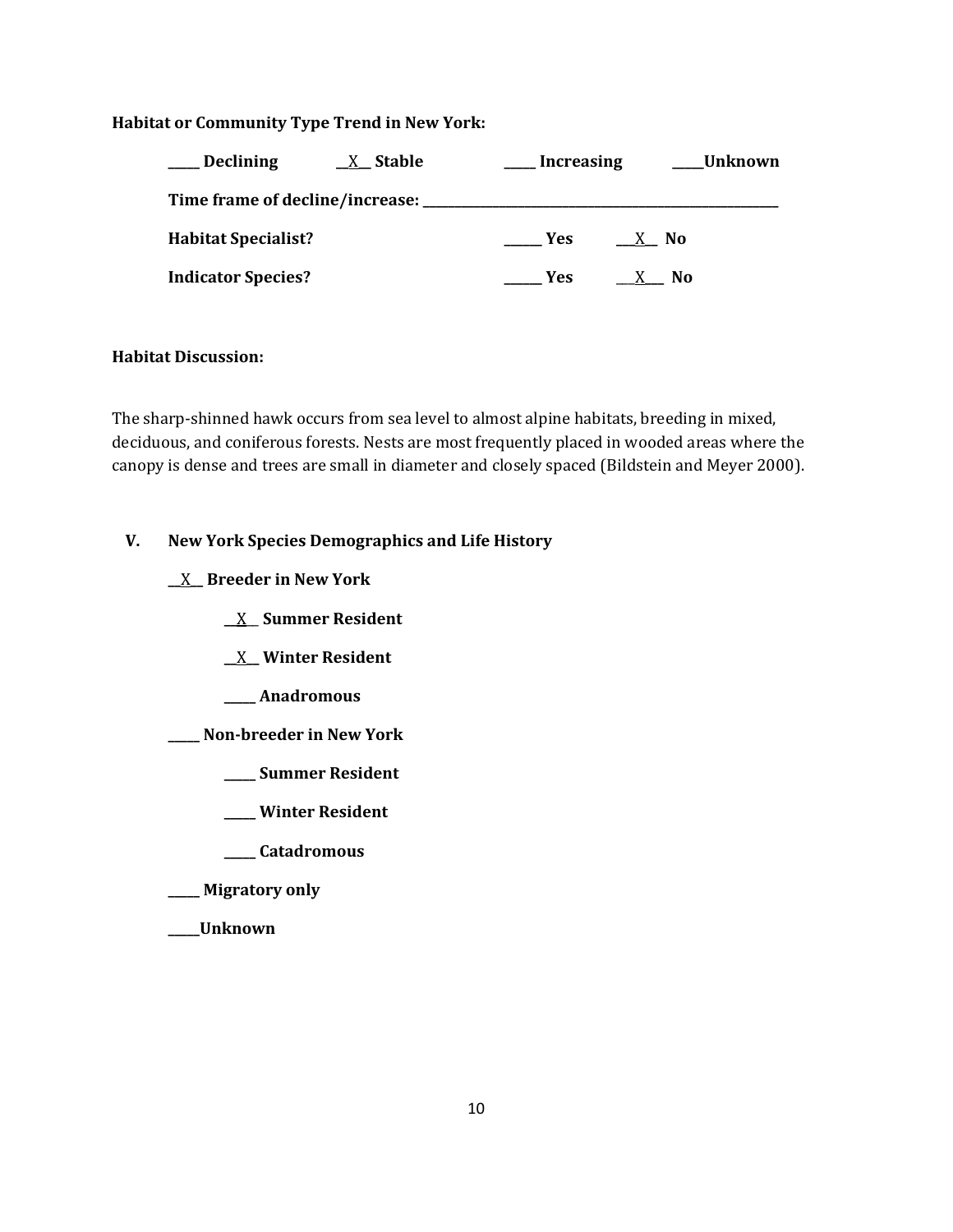**Habitat or Community Type Trend in New York:**

**_____ Declining** &nbsp;&nbsp;&nbsp; **\_\_X\_\_ Stable** &nbsp;&nbsp;&nbsp; **_____ Increasing** &nbsp;&nbsp;&nbsp; **_____Unknown**

**Time frame of decline/increase: ___________________________________________**

**Habitat Specialist?** &nbsp;&nbsp;&nbsp; **______ Yes** &nbsp;&nbsp;&nbsp; **\_\_\_X\_\_ No**

**Indicator Species?** &nbsp;&nbsp;&nbsp; **______ Yes** &nbsp;&nbsp;&nbsp; **\_\_\_X\_\_\_ No**

**Habitat Discussion:**

The sharp-shinned hawk occurs from sea level to almost alpine habitats, breeding in mixed, deciduous, and coniferous forests. Nests are most frequently placed in wooded areas where the canopy is dense and trees are small in diameter and closely spaced (Bildstein and Meyer 2000).

## V. New York Species Demographics and Life History

**\_\_X\_\_ Breeder in New York**

- **\_\_X\_\_ Summer Resident**
- **\_\_X\_\_ Winter Resident**
- **_____ Anadromous**

**_____ Non-breeder in New York**

- **_____ Summer Resident**
- **_____ Winter Resident**
- **_____ Catadromous**

**_____ Migratory only**

**_____Unknown**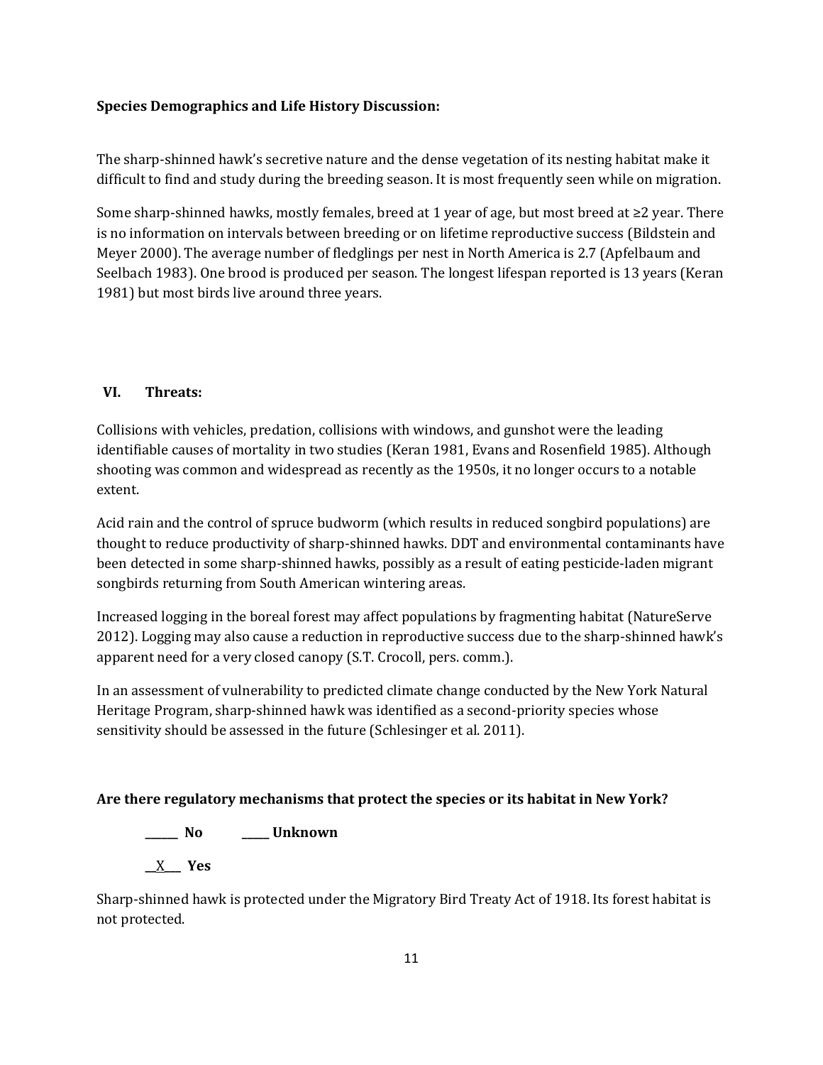**Species Demographics and Life History Discussion:**

The sharp-shinned hawk's secretive nature and the dense vegetation of its nesting habitat make it difficult to find and study during the breeding season. It is most frequently seen while on migration.

Some sharp-shinned hawks, mostly females, breed at 1 year of age, but most breed at ≥2 year. There is no information on intervals between breeding or on lifetime reproductive success (Bildstein and Meyer 2000). The average number of fledglings per nest in North America is 2.7 (Apfelbaum and Seelbach 1983). One brood is produced per season. The longest lifespan reported is 13 years (Keran 1981) but most birds live around three years.

## VI. Threats:

Collisions with vehicles, predation, collisions with windows, and gunshot were the leading identifiable causes of mortality in two studies (Keran 1981, Evans and Rosenfield 1985). Although shooting was common and widespread as recently as the 1950s, it no longer occurs to a notable extent.

Acid rain and the control of spruce budworm (which results in reduced songbird populations) are thought to reduce productivity of sharp-shinned hawks. DDT and environmental contaminants have been detected in some sharp-shinned hawks, possibly as a result of eating pesticide-laden migrant songbirds returning from South American wintering areas.

Increased logging in the boreal forest may affect populations by fragmenting habitat (NatureServe 2012). Logging may also cause a reduction in reproductive success due to the sharp-shinned hawk's apparent need for a very closed canopy (S.T. Crocoll, pers. comm.).

In an assessment of vulnerability to predicted climate change conducted by the New York Natural Heritage Program, sharp-shinned hawk was identified as a second-priority species whose sensitivity should be assessed in the future (Schlesinger et al. 2011).

**Are there regulatory mechanisms that protect the species or its habitat in New York?**

**\_\_\_\_\_\_ No      \_\_\_\_\_ Unknown**

**\_\_X\_\_\_ Yes**

Sharp-shinned hawk is protected under the Migratory Bird Treaty Act of 1918. Its forest habitat is not protected.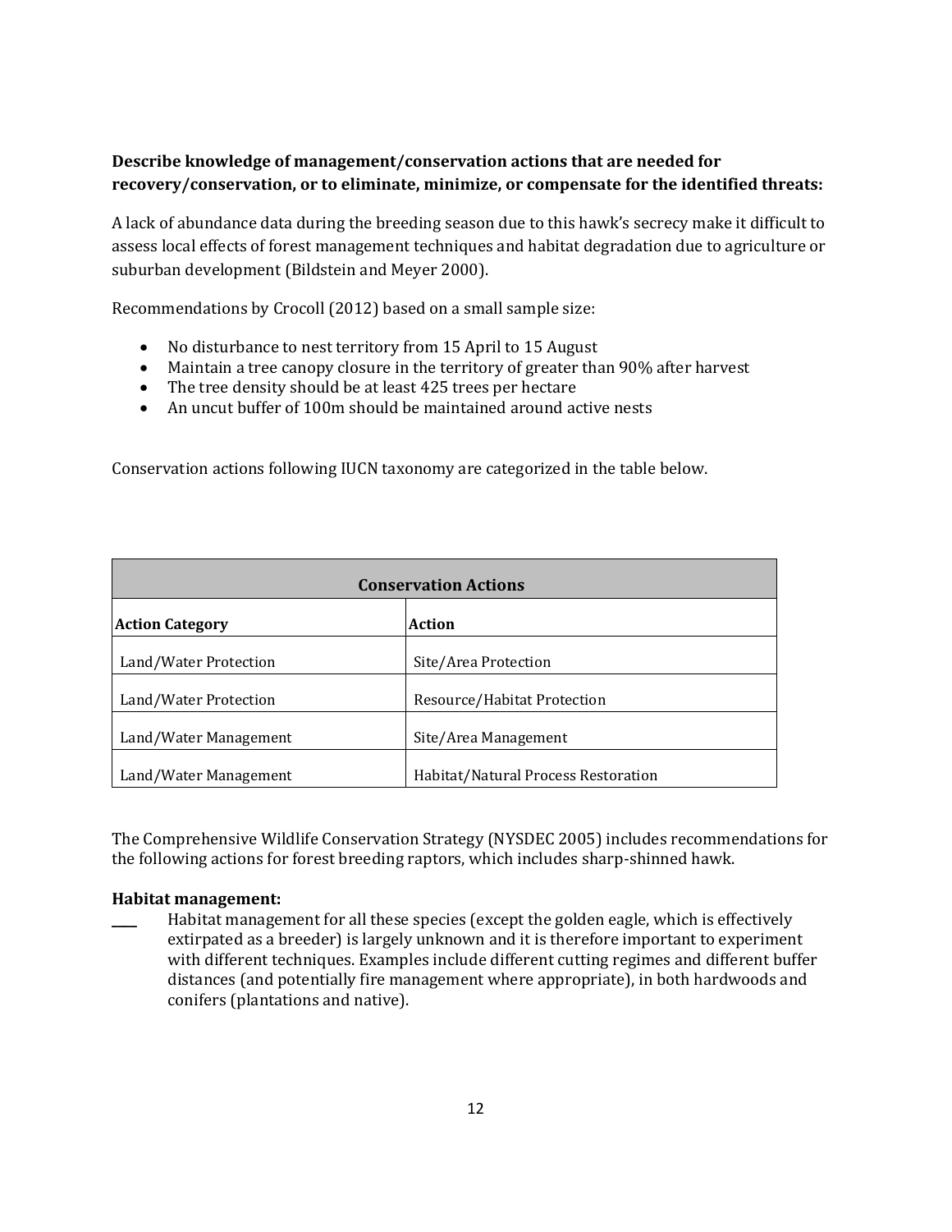**Describe knowledge of management/conservation actions that are needed for recovery/conservation, or to eliminate, minimize, or compensate for the identified threats:**

A lack of abundance data during the breeding season due to this hawk's secrecy make it difficult to assess local effects of forest management techniques and habitat degradation due to agriculture or suburban development (Bildstein and Meyer 2000).

Recommendations by Crocoll (2012) based on a small sample size:

- No disturbance to nest territory from 15 April to 15 August
- Maintain a tree canopy closure in the territory of greater than 90% after harvest
- The tree density should be at least 425 trees per hectare
- An uncut buffer of 100m should be maintained around active nests

Conservation actions following IUCN taxonomy are categorized in the table below.

| Conservation Actions | |
|---|---|
| **Action Category** | **Action** |
| Land/Water Protection | Site/Area Protection |
| Land/Water Protection | Resource/Habitat Protection |
| Land/Water Management | Site/Area Management |
| Land/Water Management | Habitat/Natural Process Restoration |

The Comprehensive Wildlife Conservation Strategy (NYSDEC 2005) includes recommendations for the following actions for forest breeding raptors, which includes sharp-shinned hawk.

**Habitat management:**

____ Habitat management for all these species (except the golden eagle, which is effectively extirpated as a breeder) is largely unknown and it is therefore important to experiment with different techniques. Examples include different cutting regimes and different buffer distances (and potentially fire management where appropriate), in both hardwoods and conifers (plantations and native).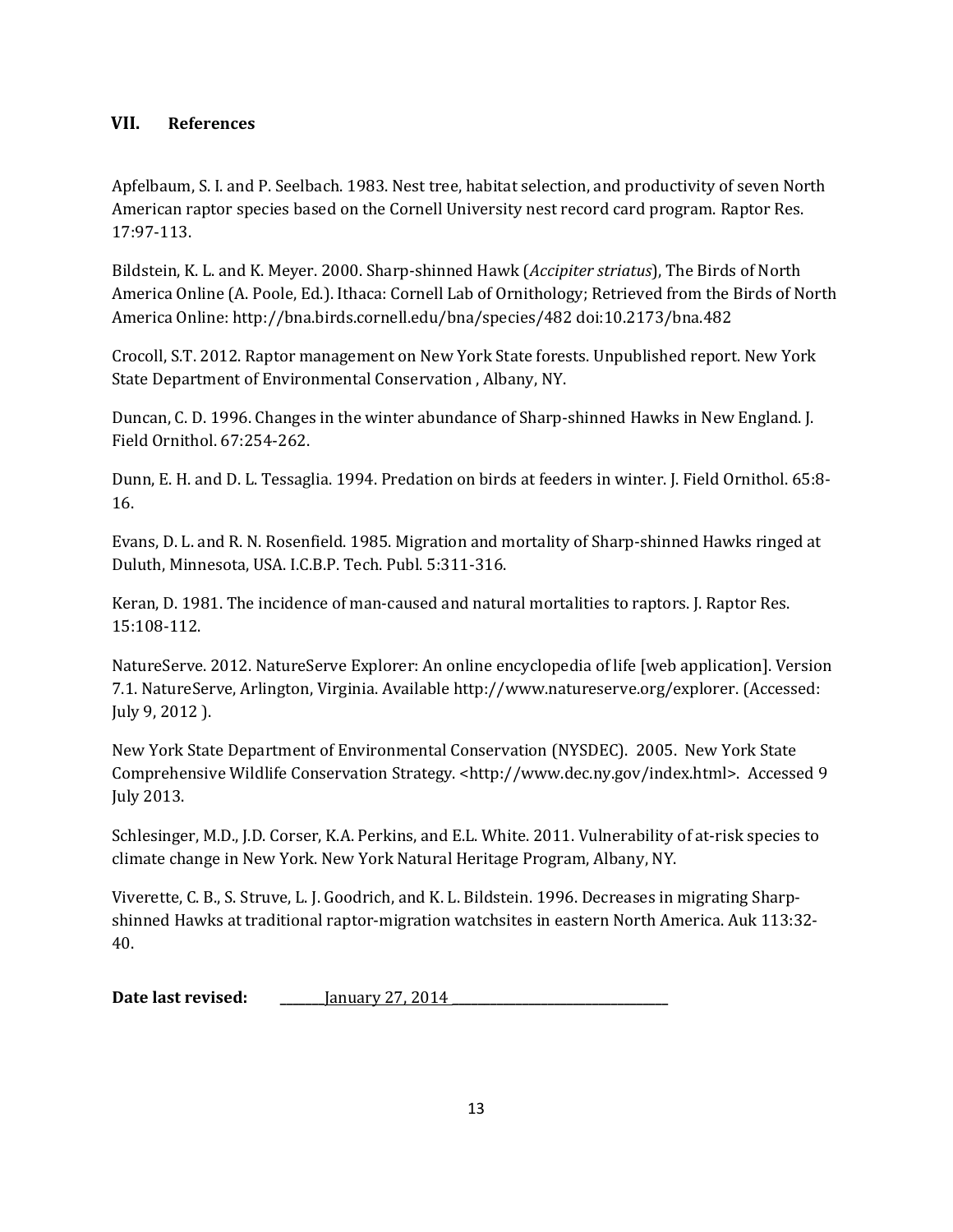## VII. References

Apfelbaum, S. I. and P. Seelbach. 1983. Nest tree, habitat selection, and productivity of seven North American raptor species based on the Cornell University nest record card program. Raptor Res. 17:97-113.

Bildstein, K. L. and K. Meyer. 2000. Sharp-shinned Hawk (*Accipiter striatus*), The Birds of North America Online (A. Poole, Ed.). Ithaca: Cornell Lab of Ornithology; Retrieved from the Birds of North America Online: http://bna.birds.cornell.edu/bna/species/482 doi:10.2173/bna.482

Crocoll, S.T. 2012. Raptor management on New York State forests. Unpublished report. New York State Department of Environmental Conservation , Albany, NY.

Duncan, C. D. 1996. Changes in the winter abundance of Sharp-shinned Hawks in New England. J. Field Ornithol. 67:254-262.

Dunn, E. H. and D. L. Tessaglia. 1994. Predation on birds at feeders in winter. J. Field Ornithol. 65:8-16.

Evans, D. L. and R. N. Rosenfield. 1985. Migration and mortality of Sharp-shinned Hawks ringed at Duluth, Minnesota, USA. I.C.B.P. Tech. Publ. 5:311-316.

Keran, D. 1981. The incidence of man-caused and natural mortalities to raptors. J. Raptor Res. 15:108-112.

NatureServe. 2012. NatureServe Explorer: An online encyclopedia of life [web application]. Version 7.1. NatureServe, Arlington, Virginia. Available http://www.natureserve.org/explorer. (Accessed: July 9, 2012 ).

New York State Department of Environmental Conservation (NYSDEC). 2005. New York State Comprehensive Wildlife Conservation Strategy. <http://www.dec.ny.gov/index.html>. Accessed 9 July 2013.

Schlesinger, M.D., J.D. Corser, K.A. Perkins, and E.L. White. 2011. Vulnerability of at-risk species to climate change in New York. New York Natural Heritage Program, Albany, NY.

Viverette, C. B., S. Struve, L. J. Goodrich, and K. L. Bildstein. 1996. Decreases in migrating Sharp-shinned Hawks at traditional raptor-migration watchsites in eastern North America. Auk 113:32-40.

**Date last revised:** January 27, 2014